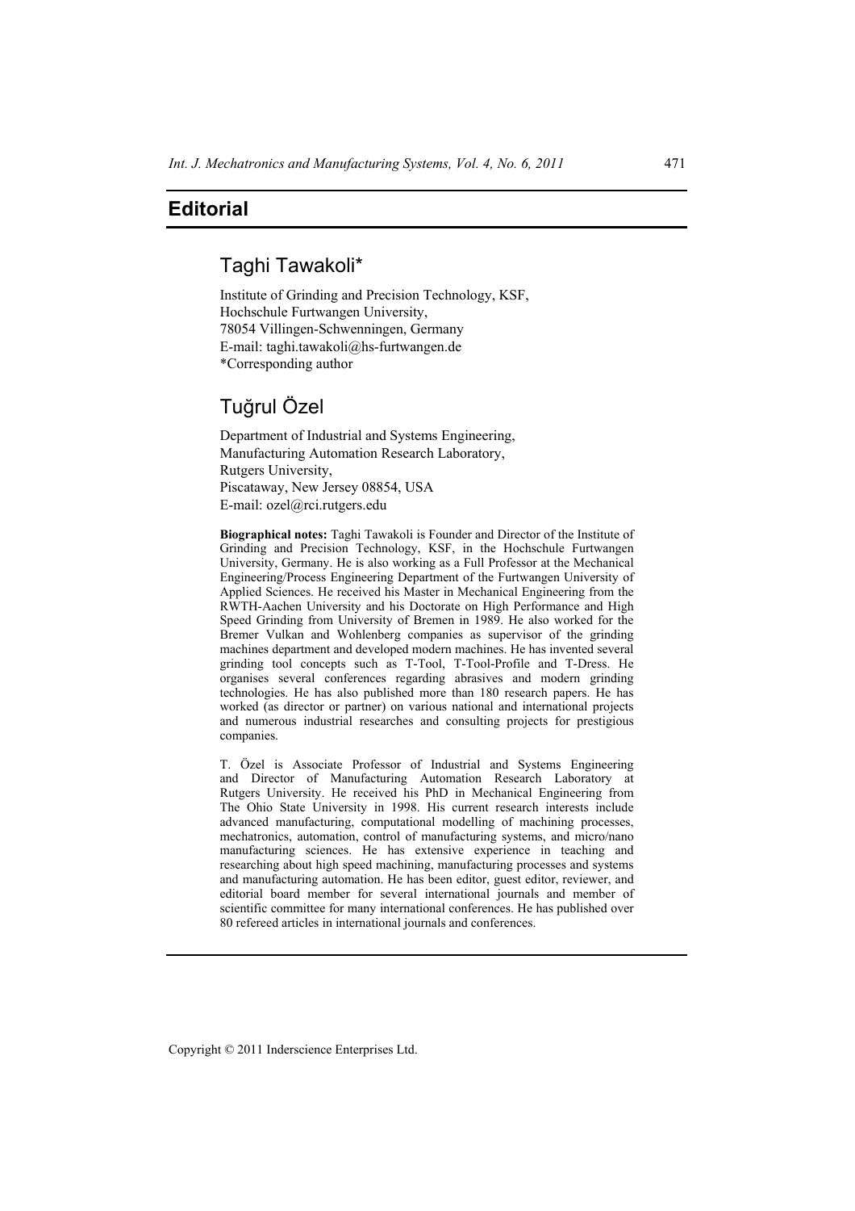# Editorial

## Taghi Tawakoli*

Institute of Grinding and Precision Technology, KSF,
Hochschule Furtwangen University,
78054 Villingen-Schwenningen, Germany
E-mail: taghi.tawakoli@hs-furtwangen.de
*Corresponding author

## Tuğrul Özel

Department of Industrial and Systems Engineering,
Manufacturing Automation Research Laboratory,
Rutgers University,
Piscataway, New Jersey 08854, USA
E-mail: ozel@rci.rutgers.edu

**Biographical notes:** Taghi Tawakoli is Founder and Director of the Institute of Grinding and Precision Technology, KSF, in the Hochschule Furtwangen University, Germany. He is also working as a Full Professor at the Mechanical Engineering/Process Engineering Department of the Furtwangen University of Applied Sciences. He received his Master in Mechanical Engineering from the RWTH-Aachen University and his Doctorate on High Performance and High Speed Grinding from University of Bremen in 1989. He also worked for the Bremer Vulkan and Wohlenberg companies as supervisor of the grinding machines department and developed modern machines. He has invented several grinding tool concepts such as T-Tool, T-Tool-Profile and T-Dress. He organises several conferences regarding abrasives and modern grinding technologies. He has also published more than 180 research papers. He has worked (as director or partner) on various national and international projects and numerous industrial researches and consulting projects for prestigious companies.

T. Özel is Associate Professor of Industrial and Systems Engineering and Director of Manufacturing Automation Research Laboratory at Rutgers University. He received his PhD in Mechanical Engineering from The Ohio State University in 1998. His current research interests include advanced manufacturing, computational modelling of machining processes, mechatronics, automation, control of manufacturing systems, and micro/nano manufacturing sciences. He has extensive experience in teaching and researching about high speed machining, manufacturing processes and systems and manufacturing automation. He has been editor, guest editor, reviewer, and editorial board member for several international journals and member of scientific committee for many international conferences. He has published over 80 refereed articles in international journals and conferences.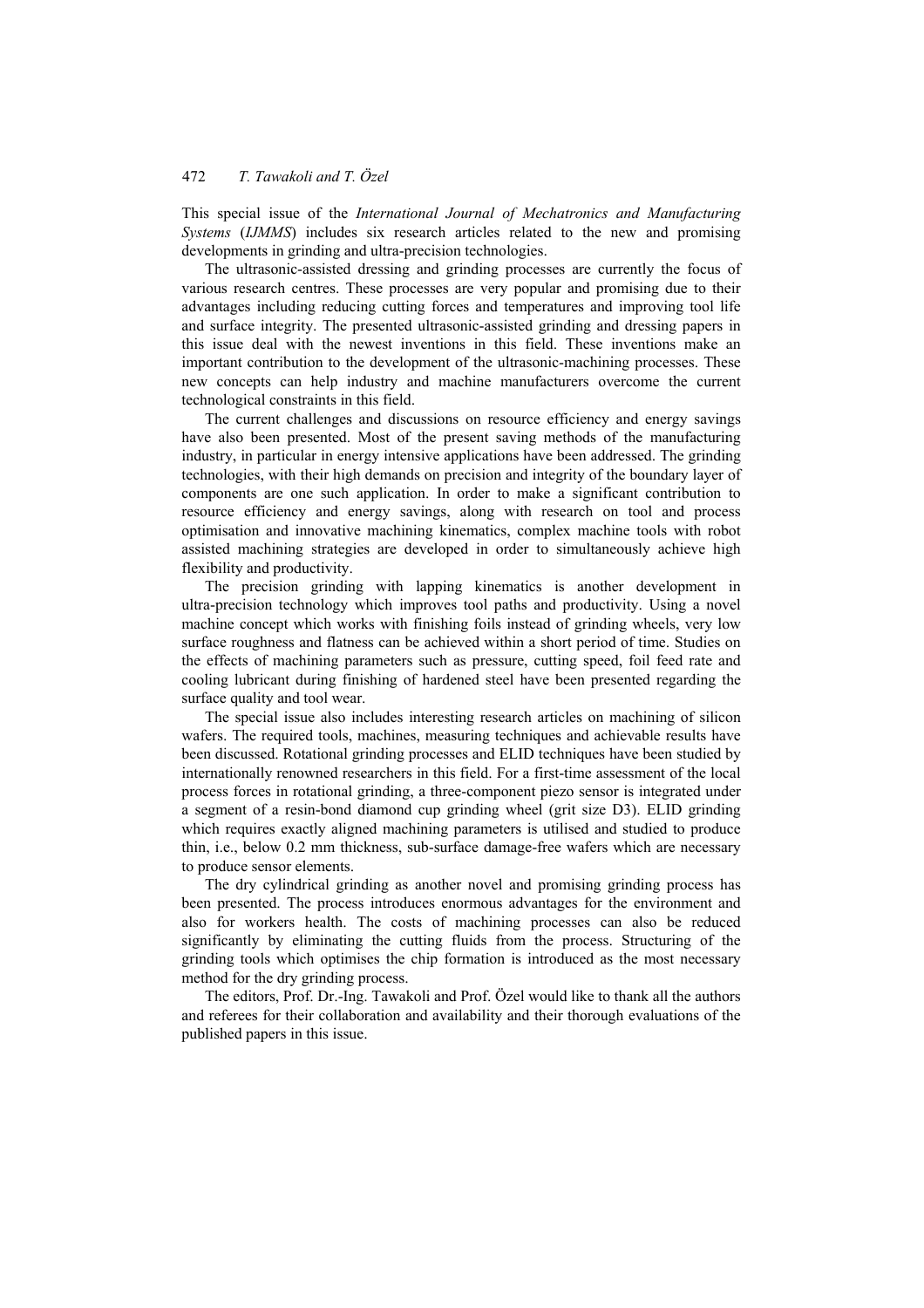This special issue of the *International Journal of Mechatronics and Manufacturing Systems* (*IJMMS*) includes six research articles related to the new and promising developments in grinding and ultra-precision technologies.

The ultrasonic-assisted dressing and grinding processes are currently the focus of various research centres. These processes are very popular and promising due to their advantages including reducing cutting forces and temperatures and improving tool life and surface integrity. The presented ultrasonic-assisted grinding and dressing papers in this issue deal with the newest inventions in this field. These inventions make an important contribution to the development of the ultrasonic-machining processes. These new concepts can help industry and machine manufacturers overcome the current technological constraints in this field.

The current challenges and discussions on resource efficiency and energy savings have also been presented. Most of the present saving methods of the manufacturing industry, in particular in energy intensive applications have been addressed. The grinding technologies, with their high demands on precision and integrity of the boundary layer of components are one such application. In order to make a significant contribution to resource efficiency and energy savings, along with research on tool and process optimisation and innovative machining kinematics, complex machine tools with robot assisted machining strategies are developed in order to simultaneously achieve high flexibility and productivity.

The precision grinding with lapping kinematics is another development in ultra-precision technology which improves tool paths and productivity. Using a novel machine concept which works with finishing foils instead of grinding wheels, very low surface roughness and flatness can be achieved within a short period of time. Studies on the effects of machining parameters such as pressure, cutting speed, foil feed rate and cooling lubricant during finishing of hardened steel have been presented regarding the surface quality and tool wear.

The special issue also includes interesting research articles on machining of silicon wafers. The required tools, machines, measuring techniques and achievable results have been discussed. Rotational grinding processes and ELID techniques have been studied by internationally renowned researchers in this field. For a first-time assessment of the local process forces in rotational grinding, a three-component piezo sensor is integrated under a segment of a resin-bond diamond cup grinding wheel (grit size D3). ELID grinding which requires exactly aligned machining parameters is utilised and studied to produce thin, i.e., below 0.2 mm thickness, sub-surface damage-free wafers which are necessary to produce sensor elements.

The dry cylindrical grinding as another novel and promising grinding process has been presented. The process introduces enormous advantages for the environment and also for workers health. The costs of machining processes can also be reduced significantly by eliminating the cutting fluids from the process. Structuring of the grinding tools which optimises the chip formation is introduced as the most necessary method for the dry grinding process.

The editors, Prof. Dr.-Ing. Tawakoli and Prof. Özel would like to thank all the authors and referees for their collaboration and availability and their thorough evaluations of the published papers in this issue.